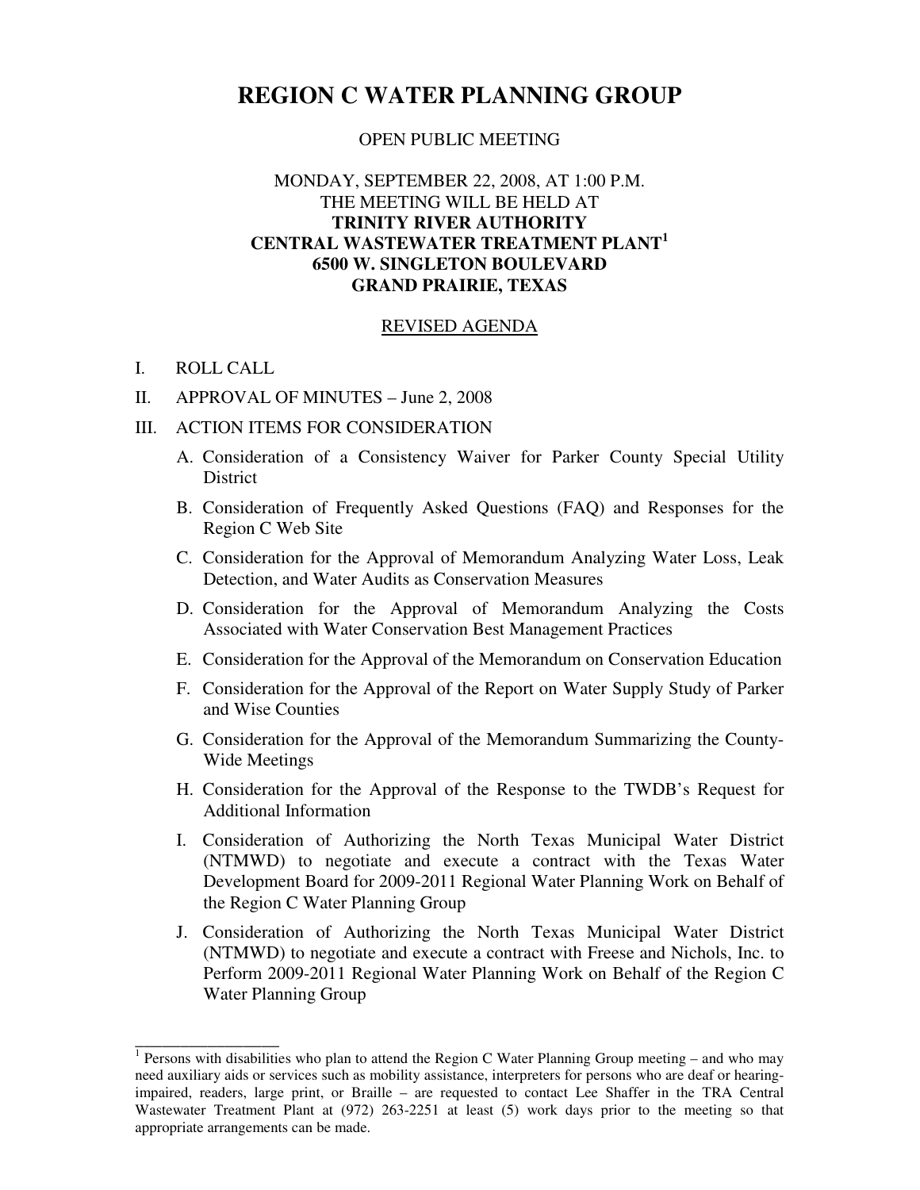# REGION C WATER PLANNING GROUP

OPEN PUBLIC MEETING

MONDAY, SEPTEMBER 22, 2008, AT 1:00 P.M.
THE MEETING WILL BE HELD AT
**TRINITY RIVER AUTHORITY**
**CENTRAL WASTEWATER TREATMENT PLANT[1]**
**6500 W. SINGLETON BOULEVARD**
**GRAND PRAIRIE, TEXAS**

REVISED AGENDA

I. ROLL CALL

II. APPROVAL OF MINUTES – June 2, 2008

III. ACTION ITEMS FOR CONSIDERATION

   A. Consideration of a Consistency Waiver for Parker County Special Utility District

   B. Consideration of Frequently Asked Questions (FAQ) and Responses for the Region C Web Site

   C. Consideration for the Approval of Memorandum Analyzing Water Loss, Leak Detection, and Water Audits as Conservation Measures

   D. Consideration for the Approval of Memorandum Analyzing the Costs Associated with Water Conservation Best Management Practices

   E. Consideration for the Approval of the Memorandum on Conservation Education

   F. Consideration for the Approval of the Report on Water Supply Study of Parker and Wise Counties

   G. Consideration for the Approval of the Memorandum Summarizing the County-Wide Meetings

   H. Consideration for the Approval of the Response to the TWDB's Request for Additional Information

   I. Consideration of Authorizing the North Texas Municipal Water District (NTMWD) to negotiate and execute a contract with the Texas Water Development Board for 2009-2011 Regional Water Planning Work on Behalf of the Region C Water Planning Group

   J. Consideration of Authorizing the North Texas Municipal Water District (NTMWD) to negotiate and execute a contract with Freese and Nichols, Inc. to Perform 2009-2011 Regional Water Planning Work on Behalf of the Region C Water Planning Group

---

[1] Persons with disabilities who plan to attend the Region C Water Planning Group meeting – and who may need auxiliary aids or services such as mobility assistance, interpreters for persons who are deaf or hearing-impaired, readers, large print, or Braille – are requested to contact Lee Shaffer in the TRA Central Wastewater Treatment Plant at (972) 263-2251 at least (5) work days prior to the meeting so that appropriate arrangements can be made.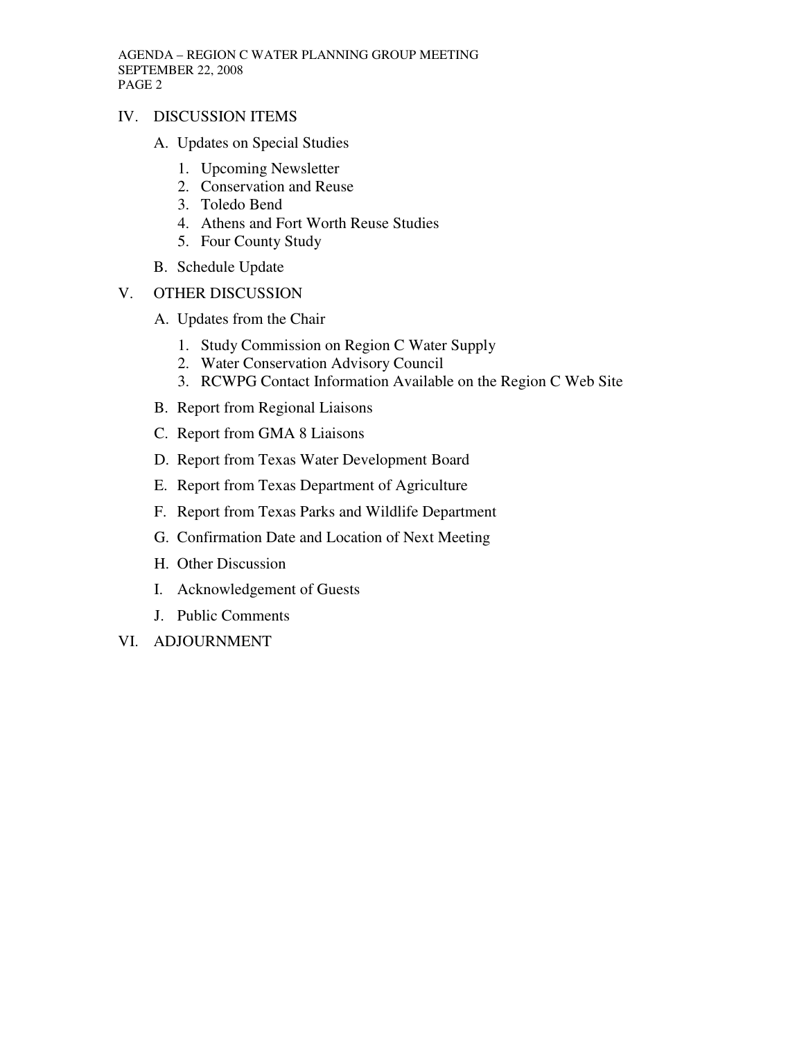IV. DISCUSSION ITEMS

A. Updates on Special Studies

1. Upcoming Newsletter
2. Conservation and Reuse
3. Toledo Bend
4. Athens and Fort Worth Reuse Studies
5. Four County Study

B. Schedule Update

V. OTHER DISCUSSION

A. Updates from the Chair

1. Study Commission on Region C Water Supply
2. Water Conservation Advisory Council
3. RCWPG Contact Information Available on the Region C Web Site

B. Report from Regional Liaisons

C. Report from GMA 8 Liaisons

D. Report from Texas Water Development Board

E. Report from Texas Department of Agriculture

F. Report from Texas Parks and Wildlife Department

G. Confirmation Date and Location of Next Meeting

H. Other Discussion

I. Acknowledgement of Guests

J. Public Comments

VI. ADJOURNMENT